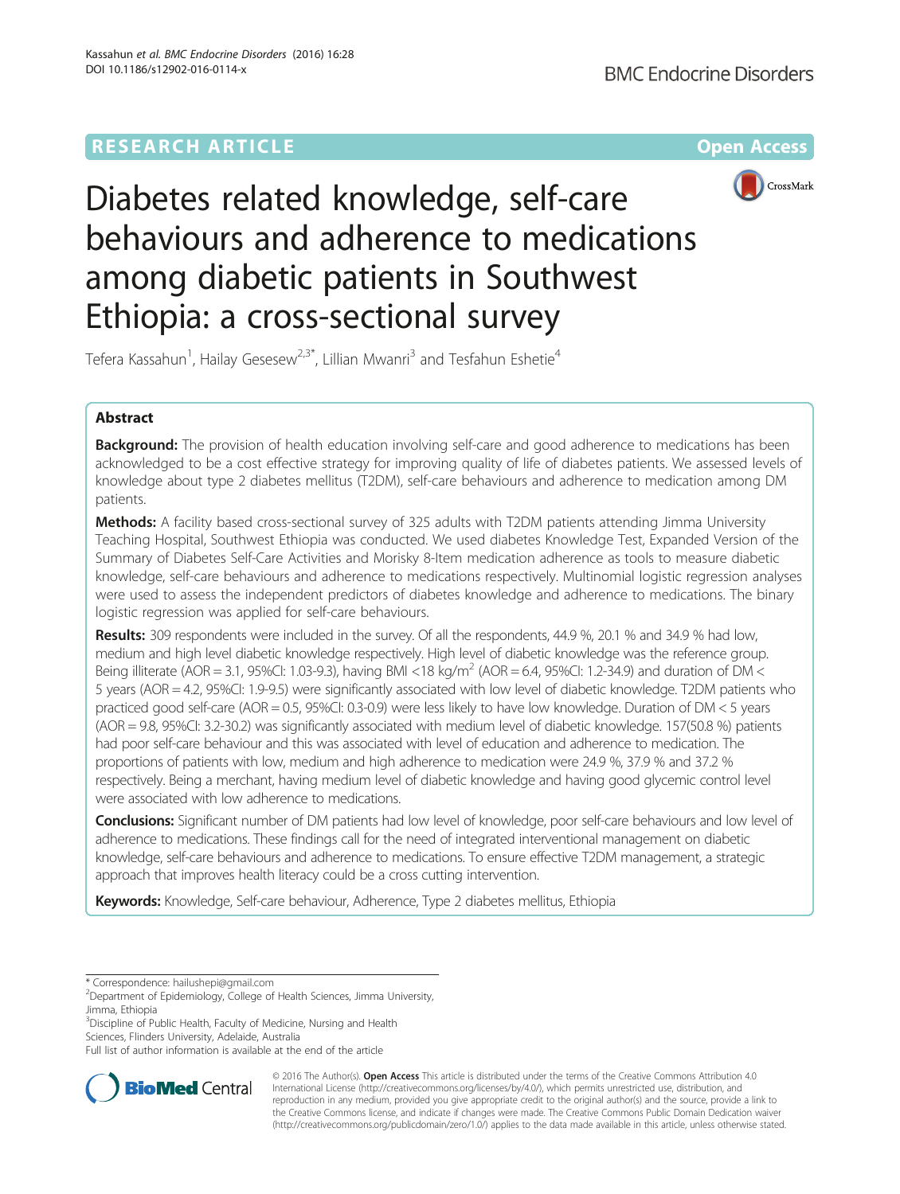RESEARCH ARTICLE

Open Access

# Diabetes related knowledge, self-care behaviours and adherence to medications among diabetic patients in Southwest Ethiopia: a cross-sectional survey

Tefera Kassahun[1], Hailay Gesesew[2,3*], Lillian Mwanri[3] and Tesfahun Eshetie[4]

## Abstract

**Background:** The provision of health education involving self-care and good adherence to medications has been acknowledged to be a cost effective strategy for improving quality of life of diabetes patients. We assessed levels of knowledge about type 2 diabetes mellitus (T2DM), self-care behaviours and adherence to medication among DM patients.

**Methods:** A facility based cross-sectional survey of 325 adults with T2DM patients attending Jimma University Teaching Hospital, Southwest Ethiopia was conducted. We used diabetes Knowledge Test, Expanded Version of the Summary of Diabetes Self-Care Activities and Morisky 8-Item medication adherence as tools to measure diabetic knowledge, self-care behaviours and adherence to medications respectively. Multinomial logistic regression analyses were used to assess the independent predictors of diabetes knowledge and adherence to medications. The binary logistic regression was applied for self-care behaviours.

**Results:** 309 respondents were included in the survey. Of all the respondents, 44.9 %, 20.1 % and 34.9 % had low, medium and high level diabetic knowledge respectively. High level of diabetic knowledge was the reference group. Being illiterate (AOR = 3.1, 95%CI: 1.03-9.3), having BMI <18 kg/m$^2$ (AOR = 6.4, 95%CI: 1.2-34.9) and duration of DM < 5 years (AOR = 4.2, 95%CI: 1.9-9.5) were significantly associated with low level of diabetic knowledge. T2DM patients who practiced good self-care (AOR = 0.5, 95%CI: 0.3-0.9) were less likely to have low knowledge. Duration of DM < 5 years (AOR = 9.8, 95%CI: 3.2-30.2) was significantly associated with medium level of diabetic knowledge. 157(50.8 %) patients had poor self-care behaviour and this was associated with level of education and adherence to medication. The proportions of patients with low, medium and high adherence to medication were 24.9 %, 37.9 % and 37.2 % respectively. Being a merchant, having medium level of diabetic knowledge and having good glycemic control level were associated with low adherence to medications.

**Conclusions:** Significant number of DM patients had low level of knowledge, poor self-care behaviours and low level of adherence to medications. These findings call for the need of integrated interventional management on diabetic knowledge, self-care behaviours and adherence to medications. To ensure effective T2DM management, a strategic approach that improves health literacy could be a cross cutting intervention.

**Keywords:** Knowledge, Self-care behaviour, Adherence, Type 2 diabetes mellitus, Ethiopia

---

\* Correspondence: hailushepi@gmail.com
[2]Department of Epidemiology, College of Health Sciences, Jimma University, Jimma, Ethiopia
[3]Discipline of Public Health, Faculty of Medicine, Nursing and Health Sciences, Flinders University, Adelaide, Australia
Full list of author information is available at the end of the article

© 2016 The Author(s). **Open Access** This article is distributed under the terms of the Creative Commons Attribution 4.0 International License (http://creativecommons.org/licenses/by/4.0/), which permits unrestricted use, distribution, and reproduction in any medium, provided you give appropriate credit to the original author(s) and the source, provide a link to the Creative Commons license, and indicate if changes were made. The Creative Commons Public Domain Dedication waiver (http://creativecommons.org/publicdomain/zero/1.0/) applies to the data made available in this article, unless otherwise stated.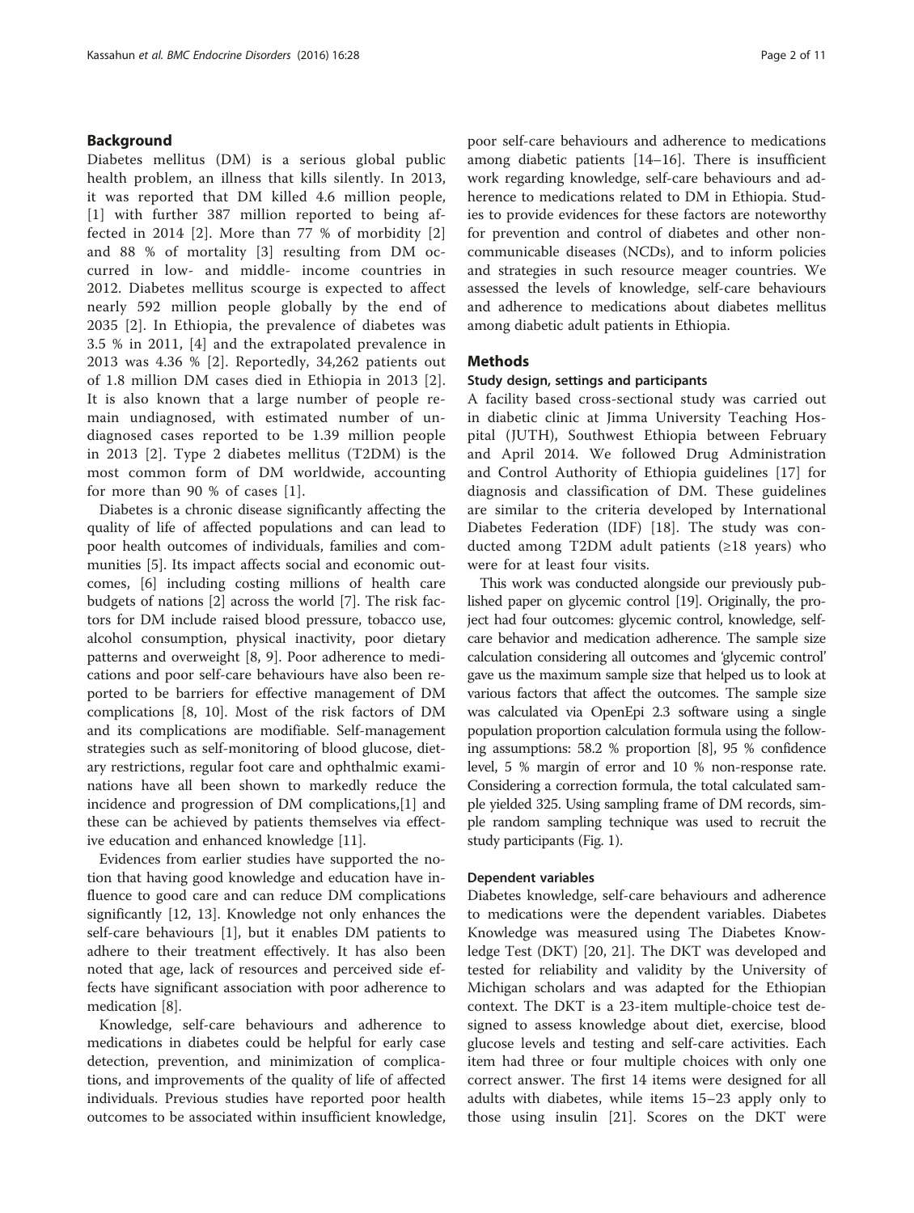## Background

Diabetes mellitus (DM) is a serious global public health problem, an illness that kills silently. In 2013, it was reported that DM killed 4.6 million people, [1] with further 387 million reported to being affected in 2014 [2]. More than 77 % of morbidity [2] and 88 % of mortality [3] resulting from DM occurred in low- and middle- income countries in 2012. Diabetes mellitus scourge is expected to affect nearly 592 million people globally by the end of 2035 [2]. In Ethiopia, the prevalence of diabetes was 3.5 % in 2011, [4] and the extrapolated prevalence in 2013 was 4.36 % [2]. Reportedly, 34,262 patients out of 1.8 million DM cases died in Ethiopia in 2013 [2]. It is also known that a large number of people remain undiagnosed, with estimated number of undiagnosed cases reported to be 1.39 million people in 2013 [2]. Type 2 diabetes mellitus (T2DM) is the most common form of DM worldwide, accounting for more than 90 % of cases [1].

Diabetes is a chronic disease significantly affecting the quality of life of affected populations and can lead to poor health outcomes of individuals, families and communities [5]. Its impact affects social and economic outcomes, [6] including costing millions of health care budgets of nations [2] across the world [7]. The risk factors for DM include raised blood pressure, tobacco use, alcohol consumption, physical inactivity, poor dietary patterns and overweight [8, 9]. Poor adherence to medications and poor self-care behaviours have also been reported to be barriers for effective management of DM complications [8, 10]. Most of the risk factors of DM and its complications are modifiable. Self-management strategies such as self-monitoring of blood glucose, dietary restrictions, regular foot care and ophthalmic examinations have all been shown to markedly reduce the incidence and progression of DM complications,[1] and these can be achieved by patients themselves via effective education and enhanced knowledge [11].

Evidences from earlier studies have supported the notion that having good knowledge and education have influence to good care and can reduce DM complications significantly [12, 13]. Knowledge not only enhances the self-care behaviours [1], but it enables DM patients to adhere to their treatment effectively. It has also been noted that age, lack of resources and perceived side effects have significant association with poor adherence to medication [8].

Knowledge, self-care behaviours and adherence to medications in diabetes could be helpful for early case detection, prevention, and minimization of complications, and improvements of the quality of life of affected individuals. Previous studies have reported poor health outcomes to be associated within insufficient knowledge, poor self-care behaviours and adherence to medications among diabetic patients [14–16]. There is insufficient work regarding knowledge, self-care behaviours and adherence to medications related to DM in Ethiopia. Studies to provide evidences for these factors are noteworthy for prevention and control of diabetes and other non-communicable diseases (NCDs), and to inform policies and strategies in such resource meager countries. We assessed the levels of knowledge, self-care behaviours and adherence to medications about diabetes mellitus among diabetic adult patients in Ethiopia.

## Methods

### Study design, settings and participants

A facility based cross-sectional study was carried out in diabetic clinic at Jimma University Teaching Hospital (JUTH), Southwest Ethiopia between February and April 2014. We followed Drug Administration and Control Authority of Ethiopia guidelines [17] for diagnosis and classification of DM. These guidelines are similar to the criteria developed by International Diabetes Federation (IDF) [18]. The study was conducted among T2DM adult patients (≥18 years) who were for at least four visits.

This work was conducted alongside our previously published paper on glycemic control [19]. Originally, the project had four outcomes: glycemic control, knowledge, self-care behavior and medication adherence. The sample size calculation considering all outcomes and 'glycemic control' gave us the maximum sample size that helped us to look at various factors that affect the outcomes. The sample size was calculated via OpenEpi 2.3 software using a single population proportion calculation formula using the following assumptions: 58.2 % proportion [8], 95 % confidence level, 5 % margin of error and 10 % non-response rate. Considering a correction formula, the total calculated sample yielded 325. Using sampling frame of DM records, simple random sampling technique was used to recruit the study participants (Fig. 1).

### Dependent variables

Diabetes knowledge, self-care behaviours and adherence to medications were the dependent variables. Diabetes Knowledge was measured using The Diabetes Knowledge Test (DKT) [20, 21]. The DKT was developed and tested for reliability and validity by the University of Michigan scholars and was adapted for the Ethiopian context. The DKT is a 23-item multiple-choice test designed to assess knowledge about diet, exercise, blood glucose levels and testing and self-care activities. Each item had three or four multiple choices with only one correct answer. The first 14 items were designed for all adults with diabetes, while items 15–23 apply only to those using insulin [21]. Scores on the DKT were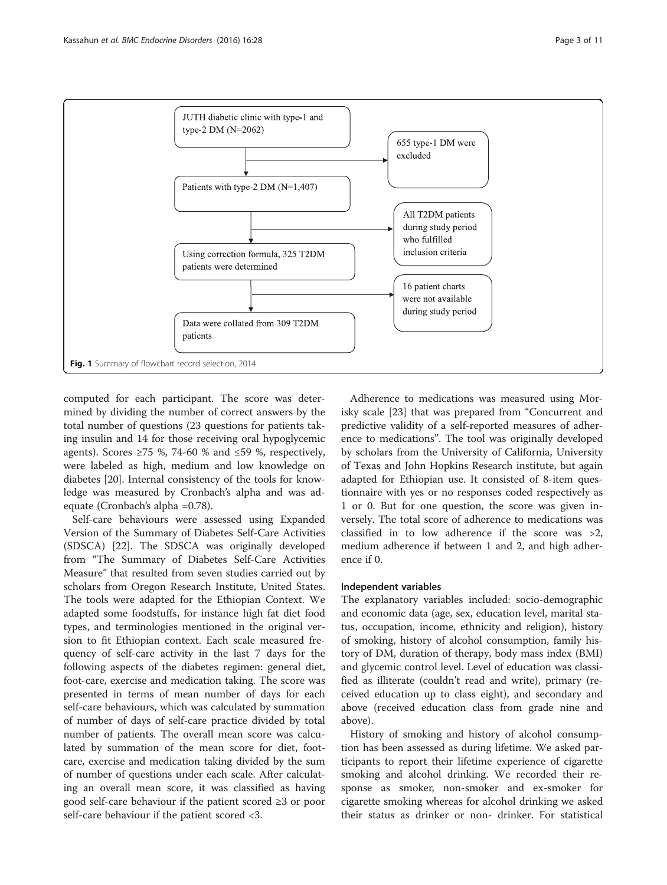JUTH diabetic clinic with type-1 and type-2 DM (N=2062)

655 type-1 DM were excluded

Patients with type-2 DM (N=1,407)

All T2DM patients during study period who fulfilled inclusion criteria

Using correction formula, 325 T2DM patients were determined

16 patient charts were not available during study period

Data were collated from 309 T2DM patients

**Fig. 1** Summary of flowchart record selection, 2014

computed for each participant. The score was determined by dividing the number of correct answers by the total number of questions (23 questions for patients taking insulin and 14 for those receiving oral hypoglycemic agents). Scores ≥75 %, 74-60 % and ≤59 %, respectively, were labeled as high, medium and low knowledge on diabetes [20]. Internal consistency of the tools for knowledge was measured by Cronbach's alpha and was adequate (Cronbach's alpha =0.78).

Self-care behaviours were assessed using Expanded Version of the Summary of Diabetes Self-Care Activities (SDSCA) [22]. The SDSCA was originally developed from "The Summary of Diabetes Self-Care Activities Measure" that resulted from seven studies carried out by scholars from Oregon Research Institute, United States. The tools were adapted for the Ethiopian Context. We adapted some foodstuffs, for instance high fat diet food types, and terminologies mentioned in the original version to fit Ethiopian context. Each scale measured frequency of self-care activity in the last 7 days for the following aspects of the diabetes regimen: general diet, foot-care, exercise and medication taking. The score was presented in terms of mean number of days for each self-care behaviours, which was calculated by summation of number of days of self-care practice divided by total number of patients. The overall mean score was calculated by summation of the mean score for diet, foot-care, exercise and medication taking divided by the sum of number of questions under each scale. After calculating an overall mean score, it was classified as having good self-care behaviour if the patient scored ≥3 or poor self-care behaviour if the patient scored <3.

Adherence to medications was measured using Morisky scale [23] that was prepared from "Concurrent and predictive validity of a self-reported measures of adherence to medications". The tool was originally developed by scholars from the University of California, University of Texas and John Hopkins Research institute, but again adapted for Ethiopian use. It consisted of 8-item questionnaire with yes or no responses coded respectively as 1 or 0. But for one question, the score was given inversely. The total score of adherence to medications was classified in to low adherence if the score was >2, medium adherence if between 1 and 2, and high adherence if 0.

#### Independent variables

The explanatory variables included: socio-demographic and economic data (age, sex, education level, marital status, occupation, income, ethnicity and religion), history of smoking, history of alcohol consumption, family history of DM, duration of therapy, body mass index (BMI) and glycemic control level. Level of education was classified as illiterate (couldn't read and write), primary (received education up to class eight), and secondary and above (received education class from grade nine and above).

History of smoking and history of alcohol consumption has been assessed as during lifetime. We asked participants to report their lifetime experience of cigarette smoking and alcohol drinking. We recorded their response as smoker, non-smoker and ex-smoker for cigarette smoking whereas for alcohol drinking we asked their status as drinker or non- drinker. For statistical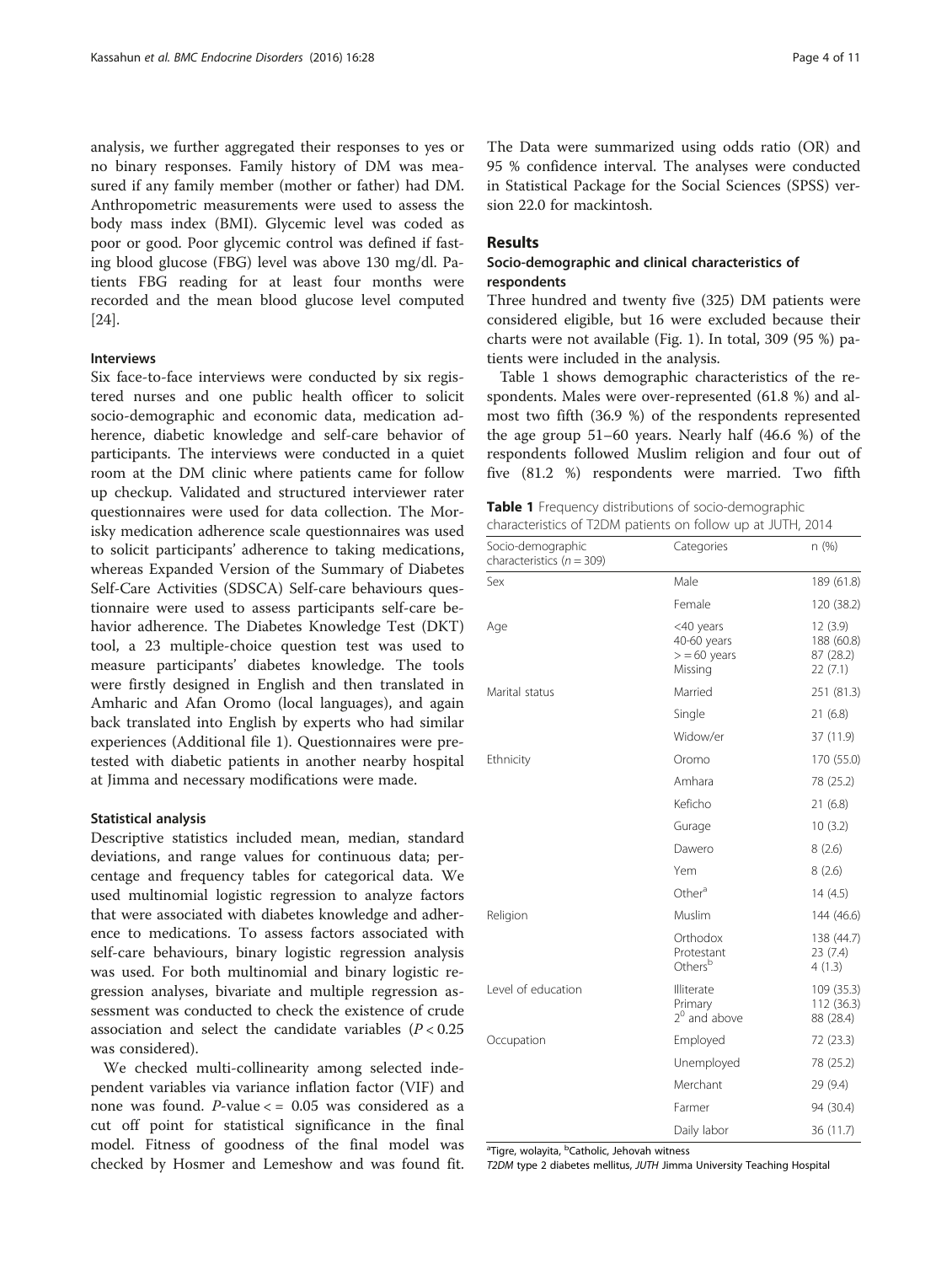analysis, we further aggregated their responses to yes or no binary responses. Family history of DM was measured if any family member (mother or father) had DM. Anthropometric measurements were used to assess the body mass index (BMI). Glycemic level was coded as poor or good. Poor glycemic control was defined if fasting blood glucose (FBG) level was above 130 mg/dl. Patients FBG reading for at least four months were recorded and the mean blood glucose level computed [24].

### Interviews

Six face-to-face interviews were conducted by six registered nurses and one public health officer to solicit socio-demographic and economic data, medication adherence, diabetic knowledge and self-care behavior of participants. The interviews were conducted in a quiet room at the DM clinic where patients came for follow up checkup. Validated and structured interviewer rater questionnaires were used for data collection. The Morisky medication adherence scale questionnaires was used to solicit participants' adherence to taking medications, whereas Expanded Version of the Summary of Diabetes Self-Care Activities (SDSCA) Self-care behaviours questionnaire were used to assess participants self-care behavior adherence. The Diabetes Knowledge Test (DKT) tool, a 23 multiple-choice question test was used to measure participants' diabetes knowledge. The tools were firstly designed in English and then translated in Amharic and Afan Oromo (local languages), and again back translated into English by experts who had similar experiences (Additional file 1). Questionnaires were pretested with diabetic patients in another nearby hospital at Jimma and necessary modifications were made.

### Statistical analysis

Descriptive statistics included mean, median, standard deviations, and range values for continuous data; percentage and frequency tables for categorical data. We used multinomial logistic regression to analyze factors that were associated with diabetes knowledge and adherence to medications. To assess factors associated with self-care behaviours, binary logistic regression analysis was used. For both multinomial and binary logistic regression analyses, bivariate and multiple regression assessment was conducted to check the existence of crude association and select the candidate variables ($P < 0.25$ was considered).

We checked multi-collinearity among selected independent variables via variance inflation factor (VIF) and none was found. $P$-value < = 0.05 was considered as a cut off point for statistical significance in the final model. Fitness of goodness of the final model was checked by Hosmer and Lemeshow and was found fit. The Data were summarized using odds ratio (OR) and 95 % confidence interval. The analyses were conducted in Statistical Package for the Social Sciences (SPSS) version 22.0 for mackintosh.

## Results

### Socio-demographic and clinical characteristics of respondents

Three hundred and twenty five (325) DM patients were considered eligible, but 16 were excluded because their charts were not available (Fig. 1). In total, 309 (95 %) patients were included in the analysis.

Table 1 shows demographic characteristics of the respondents. Males were over-represented (61.8 %) and almost two fifth (36.9 %) of the respondents represented the age group 51–60 years. Nearly half (46.6 %) of the respondents followed Muslim religion and four out of five (81.2 %) respondents were married. Two fifth

**Table 1** Frequency distributions of socio-demographic characteristics of T2DM patients on follow up at JUTH, 2014

| Socio-demographic characteristics (n = 309) | Categories | n (%) |
|---|---|---|
| Sex | Male | 189 (61.8) |
| | Female | 120 (38.2) |
| Age | <40 years<br>40-60 years<br>> = 60 years<br>Missing | 12 (3.9)<br>188 (60.8)<br>87 (28.2)<br>22 (7.1) |
| Marital status | Married | 251 (81.3) |
| | Single | 21 (6.8) |
| | Widow/er | 37 (11.9) |
| Ethnicity | Oromo | 170 (55.0) |
| | Amhara | 78 (25.2) |
| | Keficho | 21 (6.8) |
| | Gurage | 10 (3.2) |
| | Dawero | 8 (2.6) |
| | Yem | 8 (2.6) |
| | Other[a] | 14 (4.5) |
| Religion | Muslim | 144 (46.6) |
| | Orthodox<br>Protestant<br>Others[b] | 138 (44.7)<br>23 (7.4)<br>4 (1.3) |
| Level of education | Illiterate<br>Primary<br>$2^0$ and above | 109 (35.3)<br>112 (36.3)<br>88 (28.4) |
| Occupation | Employed | 72 (23.3) |
| | Unemployed | 78 (25.2) |
| | Merchant | 29 (9.4) |
| | Farmer | 94 (30.4) |
| | Daily labor | 36 (11.7) |

[a]Tigre, wolayita, [b]Catholic, Jehovah witness

*T2DM* type 2 diabetes mellitus, *JUTH* Jimma University Teaching Hospital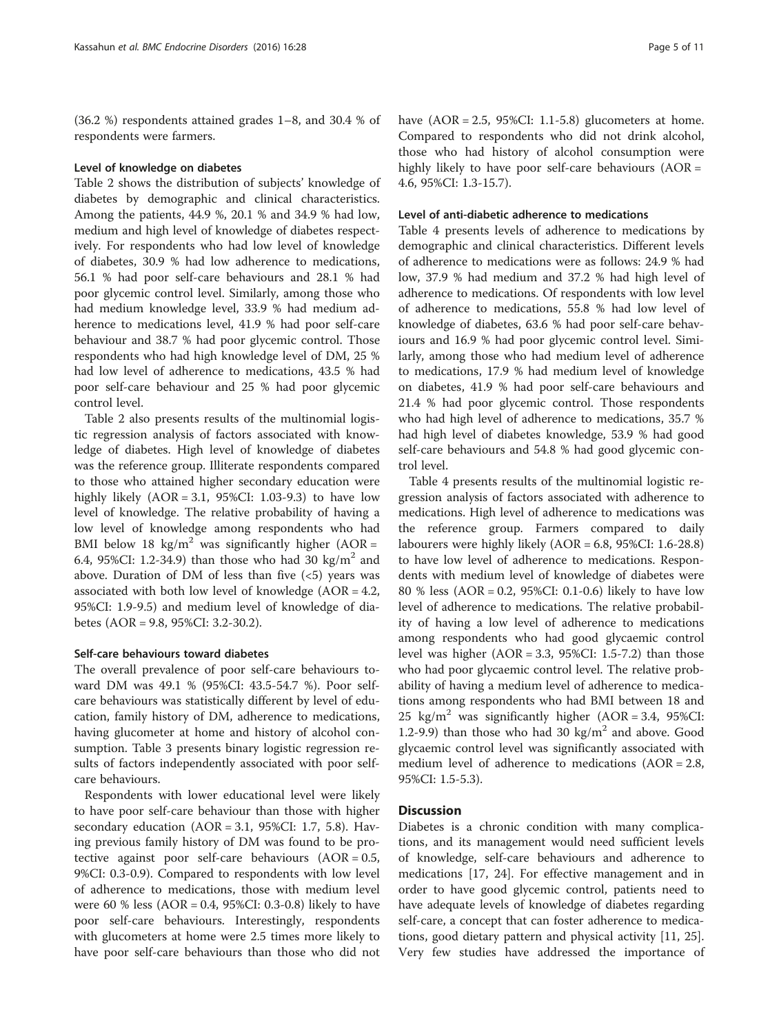(36.2 %) respondents attained grades 1–8, and 30.4 % of respondents were farmers.

### Level of knowledge on diabetes

Table 2 shows the distribution of subjects' knowledge of diabetes by demographic and clinical characteristics. Among the patients, 44.9 %, 20.1 % and 34.9 % had low, medium and high level of knowledge of diabetes respectively. For respondents who had low level of knowledge of diabetes, 30.9 % had low adherence to medications, 56.1 % had poor self-care behaviours and 28.1 % had poor glycemic control level. Similarly, among those who had medium knowledge level, 33.9 % had medium adherence to medications level, 41.9 % had poor self-care behaviour and 38.7 % had poor glycemic control. Those respondents who had high knowledge level of DM, 25 % had low level of adherence to medications, 43.5 % had poor self-care behaviour and 25 % had poor glycemic control level.

Table 2 also presents results of the multinomial logistic regression analysis of factors associated with knowledge of diabetes. High level of knowledge of diabetes was the reference group. Illiterate respondents compared to those who attained higher secondary education were highly likely (AOR = 3.1, 95%CI: 1.03-9.3) to have low level of knowledge. The relative probability of having a low level of knowledge among respondents who had BMI below 18 kg/m$^2$ was significantly higher (AOR = 6.4, 95%CI: 1.2-34.9) than those who had 30 kg/m$^2$ and above. Duration of DM of less than five (<5) years was associated with both low level of knowledge (AOR = 4.2, 95%CI: 1.9-9.5) and medium level of knowledge of diabetes (AOR = 9.8, 95%CI: 3.2-30.2).

### Self-care behaviours toward diabetes

The overall prevalence of poor self-care behaviours toward DM was 49.1 % (95%CI: 43.5-54.7 %). Poor self-care behaviours was statistically different by level of education, family history of DM, adherence to medications, having glucometer at home and history of alcohol consumption. Table 3 presents binary logistic regression results of factors independently associated with poor self-care behaviours.

Respondents with lower educational level were likely to have poor self-care behaviour than those with higher secondary education (AOR = 3.1, 95%CI: 1.7, 5.8). Having previous family history of DM was found to be protective against poor self-care behaviours (AOR = 0.5, 9%CI: 0.3-0.9). Compared to respondents with low level of adherence to medications, those with medium level were 60 % less (AOR = 0.4, 95%CI: 0.3-0.8) likely to have poor self-care behaviours. Interestingly, respondents with glucometers at home were 2.5 times more likely to have poor self-care behaviours than those who did not have (AOR = 2.5, 95%CI: 1.1-5.8) glucometers at home. Compared to respondents who did not drink alcohol, those who had history of alcohol consumption were highly likely to have poor self-care behaviours (AOR = 4.6, 95%CI: 1.3-15.7).

### Level of anti-diabetic adherence to medications

Table 4 presents levels of adherence to medications by demographic and clinical characteristics. Different levels of adherence to medications were as follows: 24.9 % had low, 37.9 % had medium and 37.2 % had high level of adherence to medications. Of respondents with low level of adherence to medications, 55.8 % had low level of knowledge of diabetes, 63.6 % had poor self-care behaviours and 16.9 % had poor glycemic control level. Similarly, among those who had medium level of adherence to medications, 17.9 % had medium level of knowledge on diabetes, 41.9 % had poor self-care behaviours and 21.4 % had poor glycemic control. Those respondents who had high level of adherence to medications, 35.7 % had high level of diabetes knowledge, 53.9 % had good self-care behaviours and 54.8 % had good glycemic control level.

Table 4 presents results of the multinomial logistic regression analysis of factors associated with adherence to medications. High level of adherence to medications was the reference group. Farmers compared to daily labourers were highly likely (AOR = 6.8, 95%CI: 1.6-28.8) to have low level of adherence to medications. Respondents with medium level of knowledge of diabetes were 80 % less (AOR = 0.2, 95%CI: 0.1-0.6) likely to have low level of adherence to medications. The relative probability of having a low level of adherence to medications among respondents who had good glycaemic control level was higher (AOR = 3.3, 95%CI: 1.5-7.2) than those who had poor glycaemic control level. The relative probability of having a medium level of adherence to medications among respondents who had BMI between 18 and 25 kg/m$^2$ was significantly higher (AOR = 3.4, 95%CI: 1.2-9.9) than those who had 30 kg/m$^2$ and above. Good glycaemic control level was significantly associated with medium level of adherence to medications (AOR = 2.8, 95%CI: 1.5-5.3).

## Discussion

Diabetes is a chronic condition with many complications, and its management would need sufficient levels of knowledge, self-care behaviours and adherence to medications [17, 24]. For effective management and in order to have good glycemic control, patients need to have adequate levels of knowledge of diabetes regarding self-care, a concept that can foster adherence to medications, good dietary pattern and physical activity [11, 25]. Very few studies have addressed the importance of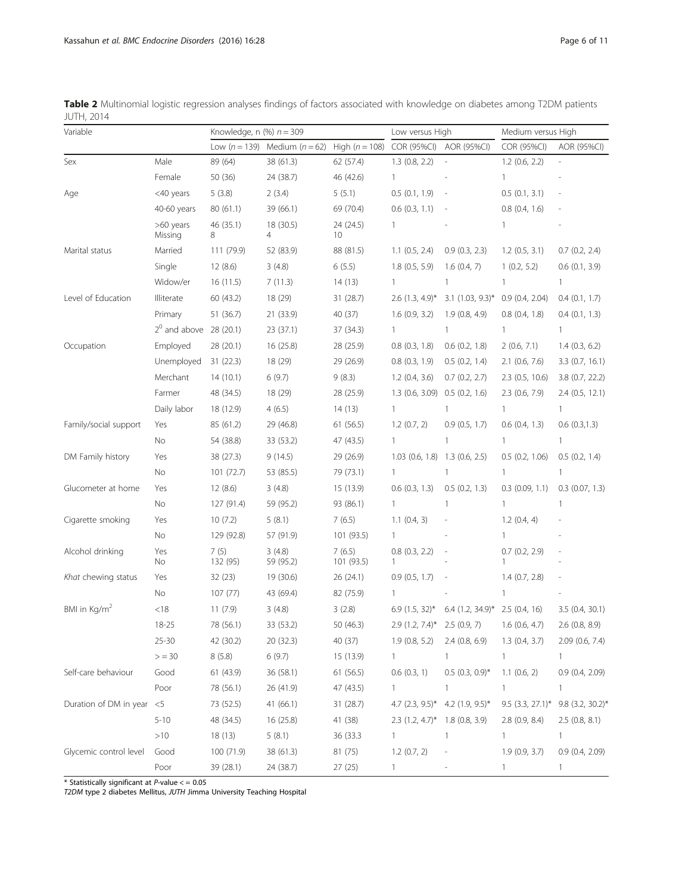**Table 2** Multinomial logistic regression analyses findings of factors associated with knowledge on diabetes among T2DM patients JUTH, 2014

| Variable | | Knowledge, n (%) $n = 309$ | | | Low versus High | | Medium versus High | |
|---|---|---|---|---|---|---|---|---|
| | | Low ($n = 139$) | Medium ($n = 62$) | High ($n = 108$) | COR (95%CI) | AOR (95%CI) | COR (95%CI) | AOR (95%CI) |
| Sex | Male | 89 (64) | 38 (61.3) | 62 (57.4) | 1.3 (0.8, 2.2) | - | 1.2 (0.6, 2.2) | - |
| | Female | 50 (36) | 24 (38.7) | 46 (42.6) | 1 | - | 1 | - |
| Age | <40 years | 5 (3.8) | 2 (3.4) | 5 (5.1) | 0.5 (0.1, 1.9) | - | 0.5 (0.1, 3.1) | - |
| | 40-60 years | 80 (61.1) | 39 (66.1) | 69 (70.4) | 0.6 (0.3, 1.1) | - | 0.8 (0.4, 1.6) | - |
| | >60 years | 46 (35.1) | 18 (30.5) | 24 (24.5) | 1 | - | 1 | - |
| | Missing | 8 | 4 | 10 | | | | |
| Marital status | Married | 111 (79.9) | 52 (83.9) | 88 (81.5) | 1.1 (0.5, 2.4) | 0.9 (0.3, 2.3) | 1.2 (0.5, 3.1) | 0.7 (0.2, 2.4) |
| | Single | 12 (8.6) | 3 (4.8) | 6 (5.5) | 1.8 (0.5, 5.9) | 1.6 (0.4, 7) | 1 (0.2, 5.2) | 0.6 (0.1, 3.9) |
| | Widow/er | 16 (11.5) | 7 (11.3) | 14 (13) | 1 | 1 | 1 | 1 |
| Level of Education | Illiterate | 60 (43.2) | 18 (29) | 31 (28.7) | 2.6 (1.3, 4.9)* | 3.1 (1.03, 9.3)* | 0.9 (0.4, 2.04) | 0.4 (0.1, 1.7) |
| | Primary | 51 (36.7) | 21 (33.9) | 40 (37) | 1.6 (0.9, 3.2) | 1.9 (0.8, 4.9) | 0.8 (0.4, 1.8) | 0.4 (0.1, 1.3) |
| | $2^0$ and above | 28 (20.1) | 23 (37.1) | 37 (34.3) | 1 | 1 | 1 | 1 |
| Occupation | Employed | 28 (20.1) | 16 (25.8) | 28 (25.9) | 0.8 (0.3, 1.8) | 0.6 (0.2, 1.8) | 2 (0.6, 7.1) | 1.4 (0.3, 6.2) |
| | Unemployed | 31 (22.3) | 18 (29) | 29 (26.9) | 0.8 (0.3, 1.9) | 0.5 (0.2, 1.4) | 2.1 (0.6, 7.6) | 3.3 (0.7, 16.1) |
| | Merchant | 14 (10.1) | 6 (9.7) | 9 (8.3) | 1.2 (0.4, 3.6) | 0.7 (0.2, 2.7) | 2.3 (0.5, 10.6) | 3.8 (0.7, 22.2) |
| | Farmer | 48 (34.5) | 18 (29) | 28 (25.9) | 1.3 (0.6, 3.09) | 0.5 (0.2, 1.6) | 2.3 (0.6, 7.9) | 2.4 (0.5, 12.1) |
| | Daily labor | 18 (12.9) | 4 (6.5) | 14 (13) | 1 | 1 | 1 | 1 |
| Family/social support | Yes | 85 (61.2) | 29 (46.8) | 61 (56.5) | 1.2 (0.7, 2) | 0.9 (0.5, 1.7) | 0.6 (0.4, 1.3) | 0.6 (0.3,1.3) |
| | No | 54 (38.8) | 33 (53.2) | 47 (43.5) | 1 | 1 | 1 | 1 |
| DM Family history | Yes | 38 (27.3) | 9 (14.5) | 29 (26.9) | 1.03 (0.6, 1.8) | 1.3 (0.6, 2.5) | 0.5 (0.2, 1.06) | 0.5 (0.2, 1.4) |
| | No | 101 (72.7) | 53 (85.5) | 79 (73.1) | 1 | 1 | 1 | 1 |
| Glucometer at home | Yes | 12 (8.6) | 3 (4.8) | 15 (13.9) | 0.6 (0.3, 1.3) | 0.5 (0.2, 1.3) | 0.3 (0.09, 1.1) | 0.3 (0.07, 1.3) |
| | No | 127 (91.4) | 59 (95.2) | 93 (86.1) | 1 | 1 | 1 | 1 |
| Cigarette smoking | Yes | 10 (7.2) | 5 (8.1) | 7 (6.5) | 1.1 (0.4, 3) | - | 1.2 (0.4, 4) | - |
| | No | 129 (92.8) | 57 (91.9) | 101 (93.5) | 1 | - | 1 | - |
| Alcohol drinking | Yes | 7 (5) | 3 (4.8) | 7 (6.5) | 0.8 (0.3, 2.2) | - | 0.7 (0.2, 2.9) | - |
| | No | 132 (95) | 59 (95.2) | 101 (93.5) | 1 | - | 1 | - |
| *Khat* chewing status | Yes | 32 (23) | 19 (30.6) | 26 (24.1) | 0.9 (0.5, 1.7) | - | 1.4 (0.7, 2.8) | - |
| | No | 107 (77) | 43 (69.4) | 82 (75.9) | 1 | - | 1 | - |
| BMI in Kg/m$^2$ | <18 | 11 (7.9) | 3 (4.8) | 3 (2.8) | 6.9 (1.5, 32)* | 6.4 (1.2, 34.9)* | 2.5 (0.4, 16) | 3.5 (0.4, 30.1) |
| | 18-25 | 78 (56.1) | 33 (53.2) | 50 (46.3) | 2.9 (1.2, 7.4)* | 2.5 (0.9, 7) | 1.6 (0.6, 4.7) | 2.6 (0.8, 8.9) |
| | 25-30 | 42 (30.2) | 20 (32.3) | 40 (37) | 1.9 (0.8, 5.2) | 2.4 (0.8, 6.9) | 1.3 (0.4, 3.7) | 2.09 (0.6, 7.4) |
| | > = 30 | 8 (5.8) | 6 (9.7) | 15 (13.9) | 1 | 1 | 1 | 1 |
| Self-care behaviour | Good | 61 (43.9) | 36 (58.1) | 61 (56.5) | 0.6 (0.3, 1) | 0.5 (0.3, 0.9)* | 1.1 (0.6, 2) | 0.9 (0.4, 2.09) |
| | Poor | 78 (56.1) | 26 (41.9) | 47 (43.5) | 1 | 1 | 1 | 1 |
| Duration of DM in year | <5 | 73 (52.5) | 41 (66.1) | 31 (28.7) | 4.7 (2.3, 9.5)* | 4.2 (1.9, 9.5)* | 9.5 (3.3, 27.1)* | 9.8 (3.2, 30.2)* |
| | 5-10 | 48 (34.5) | 16 (25.8) | 41 (38) | 2.3 (1.2, 4.7)* | 1.8 (0.8, 3.9) | 2.8 (0.9, 8.4) | 2.5 (0.8, 8.1) |
| | >10 | 18 (13) | 5 (8.1) | 36 (33.3 | 1 | 1 | 1 | 1 |
| Glycemic control level | Good | 100 (71.9) | 38 (61.3) | 81 (75) | 1.2 (0.7, 2) | - | 1.9 (0.9, 3.7) | 0.9 (0.4, 2.09) |
| | Poor | 39 (28.1) | 24 (38.7) | 27 (25) | 1 | - | 1 | 1 |

\* Statistically significant at $P$-value < = 0.05

*T2DM* type 2 diabetes Mellitus, *JUTH* Jimma University Teaching Hospital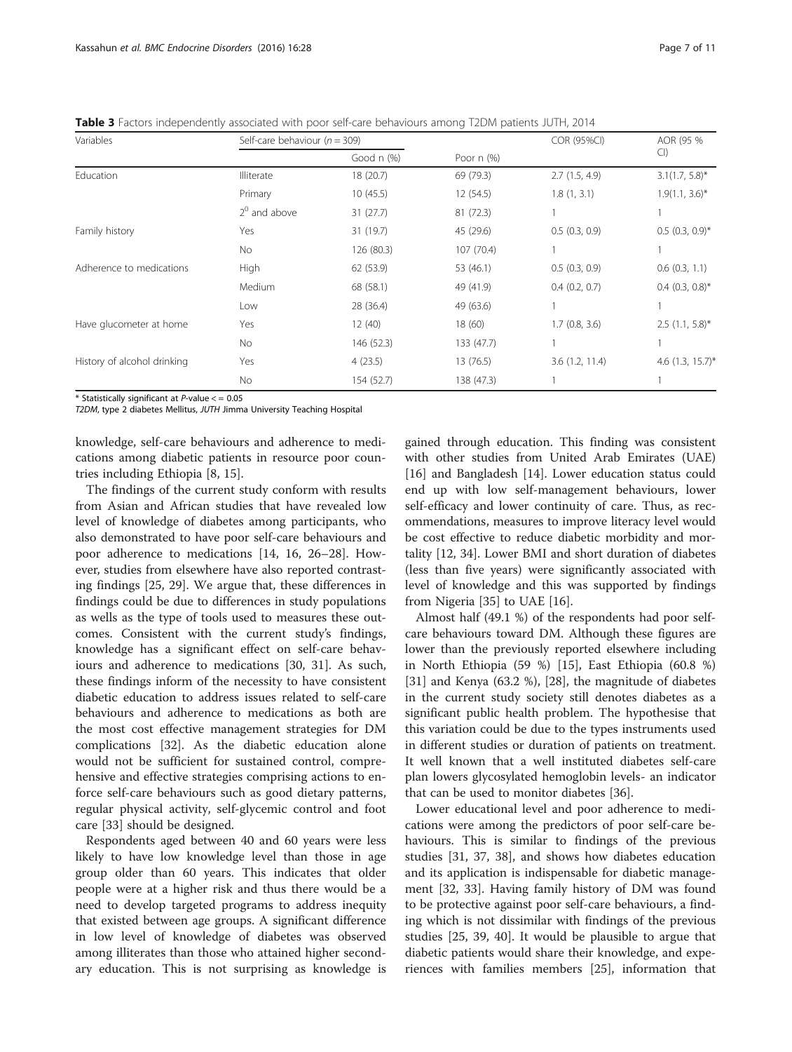**Table 3** Factors independently associated with poor self-care behaviours among T2DM patients JUTH, 2014

| Variables | Self-care behaviour ($n = 309$) | | | COR (95%CI) | AOR (95 % CI) |
|---|---|---|---|---|---|
| | | Good n (%) | Poor n (%) | | |
| Education | Illiterate | 18 (20.7) | 69 (79.3) | 2.7 (1.5, 4.9) | 3.1(1.7, 5.8)* |
| | Primary | 10 (45.5) | 12 (54.5) | 1.8 (1, 3.1) | 1.9(1.1, 3.6)* |
| | $2^0$ and above | 31 (27.7) | 81 (72.3) | 1 | 1 |
| Family history | Yes | 31 (19.7) | 45 (29.6) | 0.5 (0.3, 0.9) | 0.5 (0.3, 0.9)* |
| | No | 126 (80.3) | 107 (70.4) | 1 | 1 |
| Adherence to medications | High | 62 (53.9) | 53 (46.1) | 0.5 (0.3, 0.9) | 0.6 (0.3, 1.1) |
| | Medium | 68 (58.1) | 49 (41.9) | 0.4 (0.2, 0.7) | 0.4 (0.3, 0.8)* |
| | Low | 28 (36.4) | 49 (63.6) | 1 | 1 |
| Have glucometer at home | Yes | 12 (40) | 18 (60) | 1.7 (0.8, 3.6) | 2.5 (1.1, 5.8)* |
| | No | 146 (52.3) | 133 (47.7) | 1 | 1 |
| History of alcohol drinking | Yes | 4 (23.5) | 13 (76.5) | 3.6 (1.2, 11.4) | 4.6 (1.3, 15.7)* |
| | No | 154 (52.7) | 138 (47.3) | 1 | 1 |

\* Statistically significant at $P$-value $<= 0.05$

*T2DM*, type 2 diabetes Mellitus, *JUTH* Jimma University Teaching Hospital

knowledge, self-care behaviours and adherence to medications among diabetic patients in resource poor countries including Ethiopia [8, 15].

The findings of the current study conform with results from Asian and African studies that have revealed low level of knowledge of diabetes among participants, who also demonstrated to have poor self-care behaviours and poor adherence to medications [14, 16, 26–28]. However, studies from elsewhere have also reported contrasting findings [25, 29]. We argue that, these differences in findings could be due to differences in study populations as wells as the type of tools used to measures these outcomes. Consistent with the current study's findings, knowledge has a significant effect on self-care behaviours and adherence to medications [30, 31]. As such, these findings inform of the necessity to have consistent diabetic education to address issues related to self-care behaviours and adherence to medications as both are the most cost effective management strategies for DM complications [32]. As the diabetic education alone would not be sufficient for sustained control, comprehensive and effective strategies comprising actions to enforce self-care behaviours such as good dietary patterns, regular physical activity, self-glycemic control and foot care [33] should be designed.

Respondents aged between 40 and 60 years were less likely to have low knowledge level than those in age group older than 60 years. This indicates that older people were at a higher risk and thus there would be a need to develop targeted programs to address inequity that existed between age groups. A significant difference in low level of knowledge of diabetes was observed among illiterates than those who attained higher secondary education. This is not surprising as knowledge is gained through education. This finding was consistent with other studies from United Arab Emirates (UAE) [16] and Bangladesh [14]. Lower education status could end up with low self-management behaviours, lower self-efficacy and lower continuity of care. Thus, as recommendations, measures to improve literacy level would be cost effective to reduce diabetic morbidity and mortality [12, 34]. Lower BMI and short duration of diabetes (less than five years) were significantly associated with level of knowledge and this was supported by findings from Nigeria [35] to UAE [16].

Almost half (49.1 %) of the respondents had poor self-care behaviours toward DM. Although these figures are lower than the previously reported elsewhere including in North Ethiopia (59 %) [15], East Ethiopia (60.8 %) [31] and Kenya (63.2 %), [28], the magnitude of diabetes in the current study society still denotes diabetes as a significant public health problem. The hypothesise that this variation could be due to the types instruments used in different studies or duration of patients on treatment. It well known that a well instituted diabetes self-care plan lowers glycosylated hemoglobin levels- an indicator that can be used to monitor diabetes [36].

Lower educational level and poor adherence to medications were among the predictors of poor self-care behaviours. This is similar to findings of the previous studies [31, 37, 38], and shows how diabetes education and its application is indispensable for diabetic management [32, 33]. Having family history of DM was found to be protective against poor self-care behaviours, a finding which is not dissimilar with findings of the previous studies [25, 39, 40]. It would be plausible to argue that diabetic patients would share their knowledge, and experiences with families members [25], information that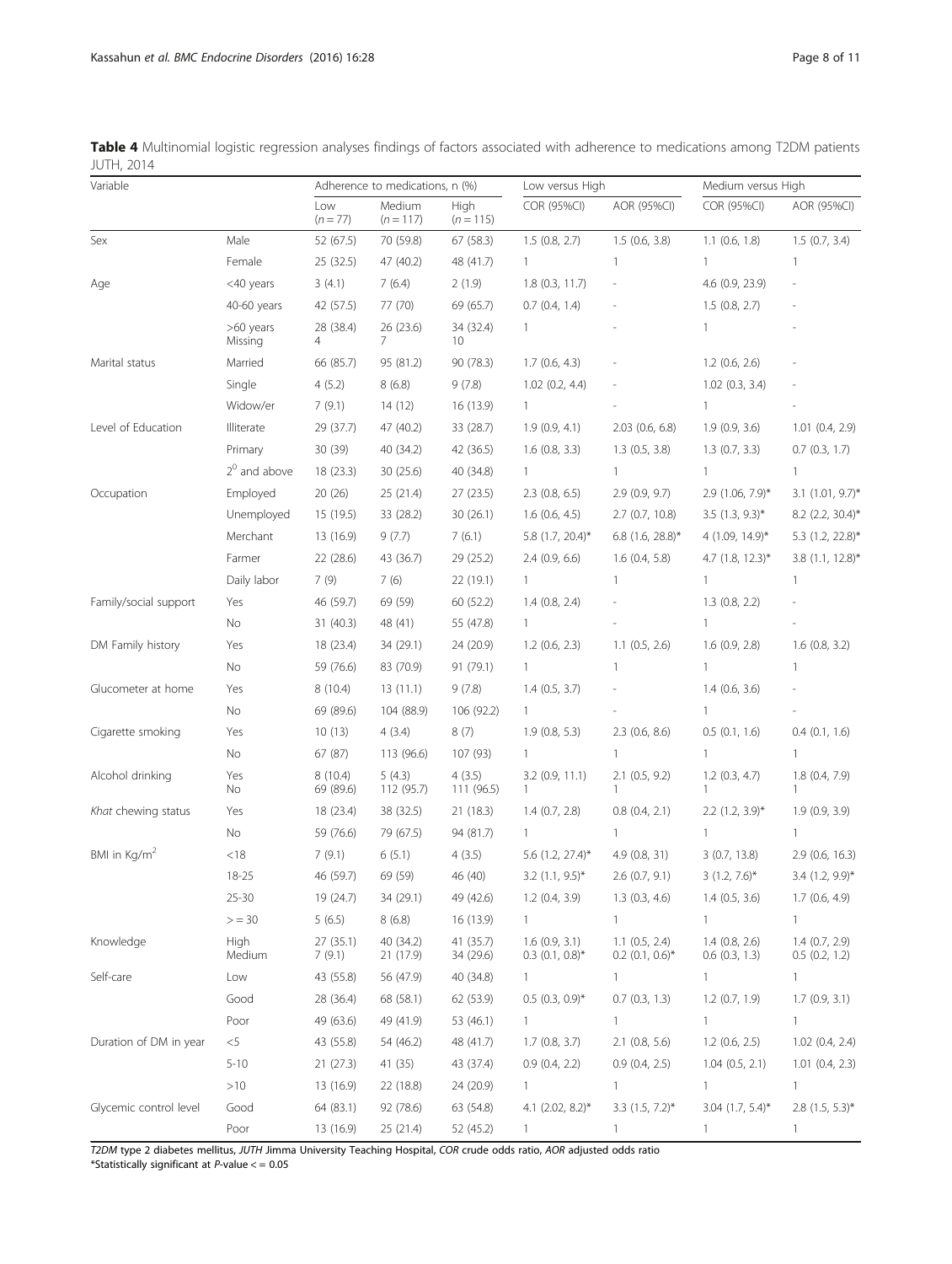**Table 4** Multinomial logistic regression analyses findings of factors associated with adherence to medications among T2DM patients JUTH, 2014

| Variable | | Adherence to medications, n (%) | | | Low versus High | | Medium versus High | |
|---|---|---|---|---|---|---|---|---|
| | | Low (n = 77) | Medium (n = 117) | High (n = 115) | COR (95%CI) | AOR (95%CI) | COR (95%CI) | AOR (95%CI) |
| Sex | Male | 52 (67.5) | 70 (59.8) | 67 (58.3) | 1.5 (0.8, 2.7) | 1.5 (0.6, 3.8) | 1.1 (0.6, 1.8) | 1.5 (0.7, 3.4) |
| | Female | 25 (32.5) | 47 (40.2) | 48 (41.7) | 1 | 1 | 1 | 1 |
| Age | <40 years | 3 (4.1) | 7 (6.4) | 2 (1.9) | 1.8 (0.3, 11.7) | - | 4.6 (0.9, 23.9) | - |
| | 40-60 years | 42 (57.5) | 77 (70) | 69 (65.7) | 0.7 (0.4, 1.4) | - | 1.5 (0.8, 2.7) | - |
| | >60 years | 28 (38.4) | 26 (23.6) | 34 (32.4) | 1 | - | 1 | - |
| | Missing | 4 | 7 | 10 | | | | |
| Marital status | Married | 66 (85.7) | 95 (81.2) | 90 (78.3) | 1.7 (0.6, 4.3) | - | 1.2 (0.6, 2.6) | - |
| | Single | 4 (5.2) | 8 (6.8) | 9 (7.8) | 1.02 (0.2, 4.4) | - | 1.02 (0.3, 3.4) | - |
| | Widow/er | 7 (9.1) | 14 (12) | 16 (13.9) | 1 | - | 1 | - |
| Level of Education | Illiterate | 29 (37.7) | 47 (40.2) | 33 (28.7) | 1.9 (0.9, 4.1) | 2.03 (0.6, 6.8) | 1.9 (0.9, 3.6) | 1.01 (0.4, 2.9) |
| | Primary | 30 (39) | 40 (34.2) | 42 (36.5) | 1.6 (0.8, 3.3) | 1.3 (0.5, 3.8) | 1.3 (0.7, 3.3) | 0.7 (0.3, 1.7) |
| | $2^0$ and above | 18 (23.3) | 30 (25.6) | 40 (34.8) | 1 | 1 | 1 | 1 |
| Occupation | Employed | 20 (26) | 25 (21.4) | 27 (23.5) | 2.3 (0.8, 6.5) | 2.9 (0.9, 9.7) | 2.9 (1.06, 7.9)* | 3.1 (1.01, 9.7)* |
| | Unemployed | 15 (19.5) | 33 (28.2) | 30 (26.1) | 1.6 (0.6, 4.5) | 2.7 (0.7, 10.8) | 3.5 (1.3, 9.3)* | 8.2 (2.2, 30.4)* |
| | Merchant | 13 (16.9) | 9 (7.7) | 7 (6.1) | 5.8 (1.7, 20.4)* | 6.8 (1.6, 28.8)* | 4 (1.09, 14.9)* | 5.3 (1.2, 22.8)* |
| | Farmer | 22 (28.6) | 43 (36.7) | 29 (25.2) | 2.4 (0.9, 6.6) | 1.6 (0.4, 5.8) | 4.7 (1.8, 12.3)* | 3.8 (1.1, 12.8)* |
| | Daily labor | 7 (9) | 7 (6) | 22 (19.1) | 1 | 1 | 1 | 1 |
| Family/social support | Yes | 46 (59.7) | 69 (59) | 60 (52.2) | 1.4 (0.8, 2.4) | - | 1.3 (0.8, 2.2) | - |
| | No | 31 (40.3) | 48 (41) | 55 (47.8) | 1 | - | 1 | - |
| DM Family history | Yes | 18 (23.4) | 34 (29.1) | 24 (20.9) | 1.2 (0.6, 2.3) | 1.1 (0.5, 2.6) | 1.6 (0.9, 2.8) | 1.6 (0.8, 3.2) |
| | No | 59 (76.6) | 83 (70.9) | 91 (79.1) | 1 | 1 | 1 | 1 |
| Glucometer at home | Yes | 8 (10.4) | 13 (11.1) | 9 (7.8) | 1.4 (0.5, 3.7) | - | 1.4 (0.6, 3.6) | - |
| | No | 69 (89.6) | 104 (88.9) | 106 (92.2) | 1 | - | 1 | - |
| Cigarette smoking | Yes | 10 (13) | 4 (3.4) | 8 (7) | 1.9 (0.8, 5.3) | 2.3 (0.6, 8.6) | 0.5 (0.1, 1.6) | 0.4 (0.1, 1.6) |
| | No | 67 (87) | 113 (96.6) | 107 (93) | 1 | 1 | 1 | 1 |
| Alcohol drinking | Yes | 8 (10.4) | 5 (4.3) | 4 (3.5) | 3.2 (0.9, 11.1) | 2.1 (0.5, 9.2) | 1.2 (0.3, 4.7) | 1.8 (0.4, 7.9) |
| | No | 69 (89.6) | 112 (95.7) | 111 (96.5) | 1 | 1 | 1 | 1 |
| *Khat* chewing status | Yes | 18 (23.4) | 38 (32.5) | 21 (18.3) | 1.4 (0.7, 2.8) | 0.8 (0.4, 2.1) | 2.2 (1.2, 3.9)* | 1.9 (0.9, 3.9) |
| | No | 59 (76.6) | 79 (67.5) | 94 (81.7) | 1 | 1 | 1 | 1 |
| BMI in Kg/$m^2$ | <18 | 7 (9.1) | 6 (5.1) | 4 (3.5) | 5.6 (1.2, 27.4)* | 4.9 (0.8, 31) | 3 (0.7, 13.8) | 2.9 (0.6, 16.3) |
| | 18-25 | 46 (59.7) | 69 (59) | 46 (40) | 3.2 (1.1, 9.5)* | 2.6 (0.7, 9.1) | 3 (1.2, 7.6)* | 3.4 (1.2, 9.9)* |
| | 25-30 | 19 (24.7) | 34 (29.1) | 49 (42.6) | 1.2 (0.4, 3.9) | 1.3 (0.3, 4.6) | 1.4 (0.5, 3.6) | 1.7 (0.6, 4.9) |
| | > = 30 | 5 (6.5) | 8 (6.8) | 16 (13.9) | 1 | 1 | 1 | 1 |
| Knowledge | High | 27 (35.1) | 40 (34.2) | 41 (35.7) | 1.6 (0.9, 3.1) | 1.1 (0.5, 2.4) | 1.4 (0.8, 2.6) | 1.4 (0.7, 2.9) |
| | Medium | 7 (9.1) | 21 (17.9) | 34 (29.6) | 0.3 (0.1, 0.8)* | 0.2 (0.1, 0.6)* | 0.6 (0.3, 1.3) | 0.5 (0.2, 1.2) |
| Self-care | Low | 43 (55.8) | 56 (47.9) | 40 (34.8) | 1 | 1 | 1 | 1 |
| | Good | 28 (36.4) | 68 (58.1) | 62 (53.9) | 0.5 (0.3, 0.9)* | 0.7 (0.3, 1.3) | 1.2 (0.7, 1.9) | 1.7 (0.9, 3.1) |
| | Poor | 49 (63.6) | 49 (41.9) | 53 (46.1) | 1 | 1 | 1 | 1 |
| Duration of DM in year | <5 | 43 (55.8) | 54 (46.2) | 48 (41.7) | 1.7 (0.8, 3.7) | 2.1 (0.8, 5.6) | 1.2 (0.6, 2.5) | 1.02 (0.4, 2.4) |
| | 5-10 | 21 (27.3) | 41 (35) | 43 (37.4) | 0.9 (0.4, 2.2) | 0.9 (0.4, 2.5) | 1.04 (0.5, 2.1) | 1.01 (0.4, 2.3) |
| | >10 | 13 (16.9) | 22 (18.8) | 24 (20.9) | 1 | 1 | 1 | 1 |
| Glycemic control level | Good | 64 (83.1) | 92 (78.6) | 63 (54.8) | 4.1 (2.02, 8.2)* | 3.3 (1.5, 7.2)* | 3.04 (1.7, 5.4)* | 2.8 (1.5, 5.3)* |
| | Poor | 13 (16.9) | 25 (21.4) | 52 (45.2) | 1 | 1 | 1 | 1 |

*T2DM* type 2 diabetes mellitus, *JUTH* Jimma University Teaching Hospital, *COR* crude odds ratio, *AOR* adjusted odds ratio
*Statistically significant at *P*-value < = 0.05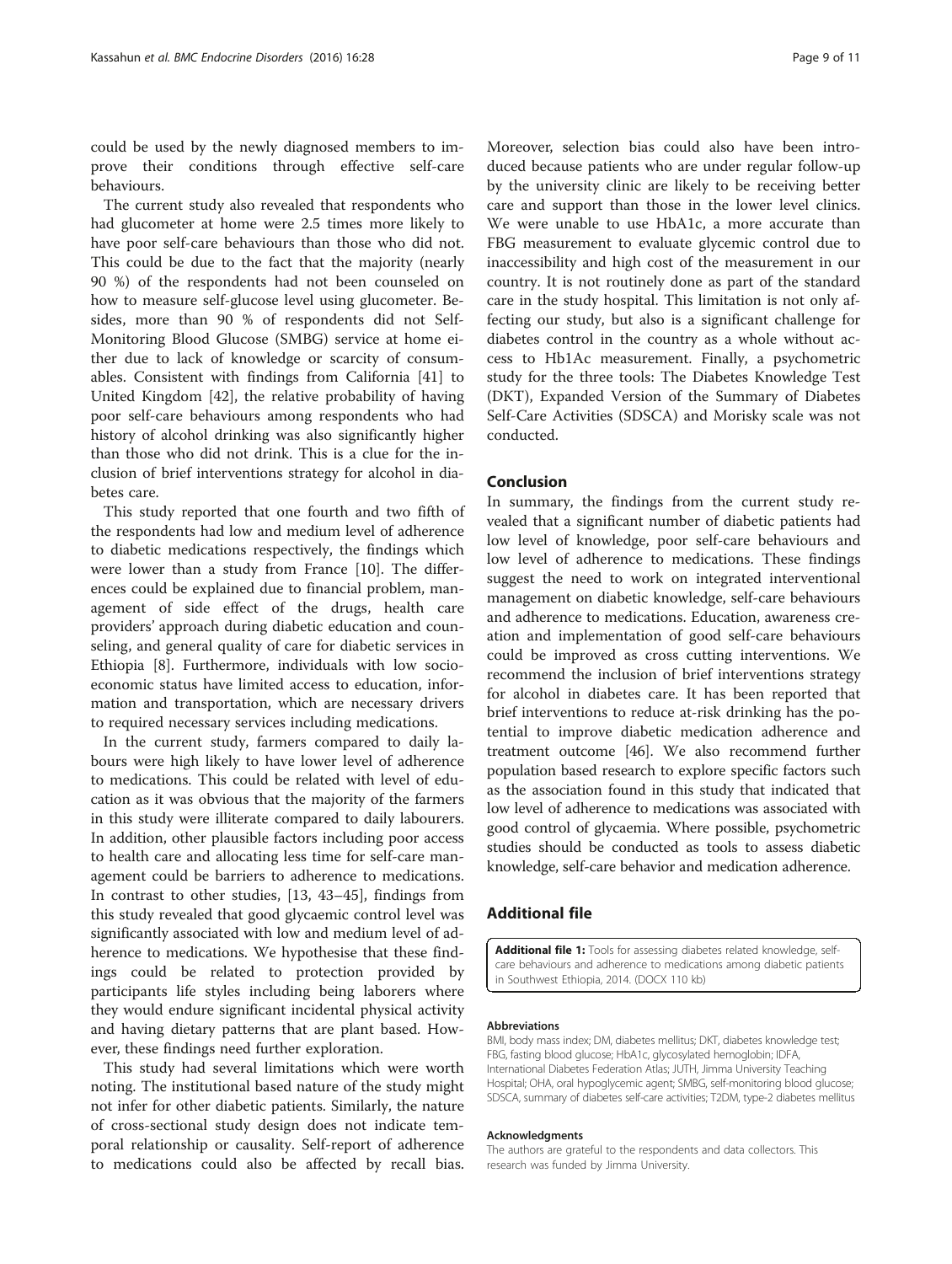could be used by the newly diagnosed members to improve their conditions through effective self-care behaviours.

The current study also revealed that respondents who had glucometer at home were 2.5 times more likely to have poor self-care behaviours than those who did not. This could be due to the fact that the majority (nearly 90 %) of the respondents had not been counseled on how to measure self-glucose level using glucometer. Besides, more than 90 % of respondents did not Self-Monitoring Blood Glucose (SMBG) service at home either due to lack of knowledge or scarcity of consumables. Consistent with findings from California [41] to United Kingdom [42], the relative probability of having poor self-care behaviours among respondents who had history of alcohol drinking was also significantly higher than those who did not drink. This is a clue for the inclusion of brief interventions strategy for alcohol in diabetes care.

This study reported that one fourth and two fifth of the respondents had low and medium level of adherence to diabetic medications respectively, the findings which were lower than a study from France [10]. The differences could be explained due to financial problem, management of side effect of the drugs, health care providers' approach during diabetic education and counseling, and general quality of care for diabetic services in Ethiopia [8]. Furthermore, individuals with low socioeconomic status have limited access to education, information and transportation, which are necessary drivers to required necessary services including medications.

In the current study, farmers compared to daily labours were high likely to have lower level of adherence to medications. This could be related with level of education as it was obvious that the majority of the farmers in this study were illiterate compared to daily labourers. In addition, other plausible factors including poor access to health care and allocating less time for self-care management could be barriers to adherence to medications. In contrast to other studies, [13, 43–45], findings from this study revealed that good glycaemic control level was significantly associated with low and medium level of adherence to medications. We hypothesise that these findings could be related to protection provided by participants life styles including being laborers where they would endure significant incidental physical activity and having dietary patterns that are plant based. However, these findings need further exploration.

This study had several limitations which were worth noting. The institutional based nature of the study might not infer for other diabetic patients. Similarly, the nature of cross-sectional study design does not indicate temporal relationship or causality. Self-report of adherence to medications could also be affected by recall bias. Moreover, selection bias could also have been introduced because patients who are under regular follow-up by the university clinic are likely to be receiving better care and support than those in the lower level clinics. We were unable to use HbA1c, a more accurate than FBG measurement to evaluate glycemic control due to inaccessibility and high cost of the measurement in our country. It is not routinely done as part of the standard care in the study hospital. This limitation is not only affecting our study, but also is a significant challenge for diabetes control in the country as a whole without access to Hb1Ac measurement. Finally, a psychometric study for the three tools: The Diabetes Knowledge Test (DKT), Expanded Version of the Summary of Diabetes Self-Care Activities (SDSCA) and Morisky scale was not conducted.

## Conclusion

In summary, the findings from the current study revealed that a significant number of diabetic patients had low level of knowledge, poor self-care behaviours and low level of adherence to medications. These findings suggest the need to work on integrated interventional management on diabetic knowledge, self-care behaviours and adherence to medications. Education, awareness creation and implementation of good self-care behaviours could be improved as cross cutting interventions. We recommend the inclusion of brief interventions strategy for alcohol in diabetes care. It has been reported that brief interventions to reduce at-risk drinking has the potential to improve diabetic medication adherence and treatment outcome [46]. We also recommend further population based research to explore specific factors such as the association found in this study that indicated that low level of adherence to medications was associated with good control of glycaemia. Where possible, psychometric studies should be conducted as tools to assess diabetic knowledge, self-care behavior and medication adherence.

## Additional file

**Additional file 1:** Tools for assessing diabetes related knowledge, self-care behaviours and adherence to medications among diabetic patients in Southwest Ethiopia, 2014. (DOCX 110 kb)

#### Abbreviations

BMI, body mass index; DM, diabetes mellitus; DKT, diabetes knowledge test; FBG, fasting blood glucose; HbA1c, glycosylated hemoglobin; IDFA, International Diabetes Federation Atlas; JUTH, Jimma University Teaching Hospital; OHA, oral hypoglycemic agent; SMBG, self-monitoring blood glucose; SDSCA, summary of diabetes self-care activities; T2DM, type-2 diabetes mellitus

#### Acknowledgments

The authors are grateful to the respondents and data collectors. This research was funded by Jimma University.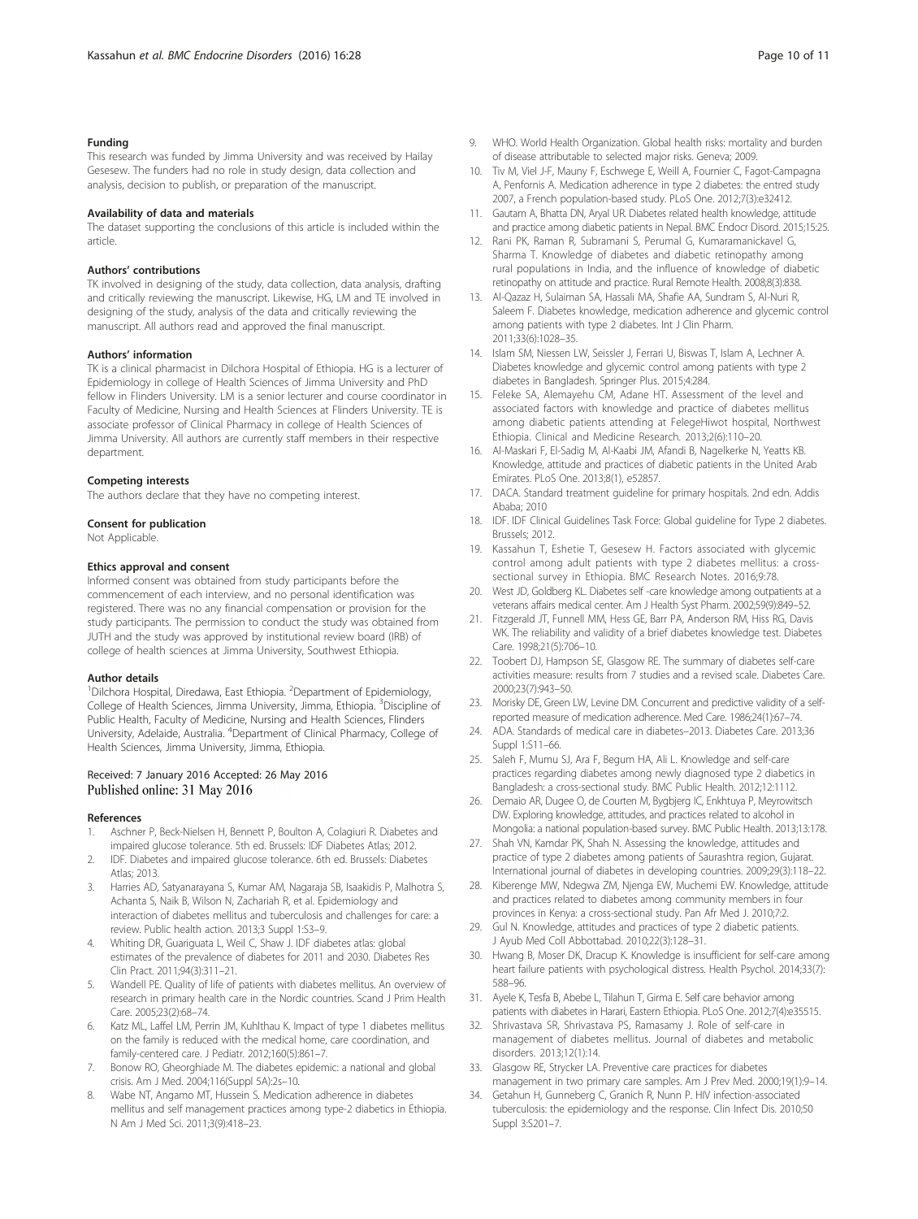### Funding

This research was funded by Jimma University and was received by Hailay Gesesew. The funders had no role in study design, data collection and analysis, decision to publish, or preparation of the manuscript.

### Availability of data and materials

The dataset supporting the conclusions of this article is included within the article.

### Authors' contributions

TK involved in designing of the study, data collection, data analysis, drafting and critically reviewing the manuscript. Likewise, HG, LM and TE involved in designing of the study, analysis of the data and critically reviewing the manuscript. All authors read and approved the final manuscript.

### Authors' information

TK is a clinical pharmacist in Dilchora Hospital of Ethiopia. HG is a lecturer of Epidemiology in college of Health Sciences of Jimma University and PhD fellow in Flinders University. LM is a senior lecturer and course coordinator in Faculty of Medicine, Nursing and Health Sciences at Flinders University. TE is associate professor of Clinical Pharmacy in college of Health Sciences of Jimma University. All authors are currently staff members in their respective department.

### Competing interests

The authors declare that they have no competing interest.

### Consent for publication

Not Applicable.

### Ethics approval and consent

Informed consent was obtained from study participants before the commencement of each interview, and no personal identification was registered. There was no any financial compensation or provision for the study participants. The permission to conduct the study was obtained from JUTH and the study was approved by institutional review board (IRB) of college of health sciences at Jimma University, Southwest Ethiopia.

### Author details

[1]Dilchora Hospital, Diredawa, East Ethiopia. [2]Department of Epidemiology, College of Health Sciences, Jimma University, Jimma, Ethiopia. [3]Discipline of Public Health, Faculty of Medicine, Nursing and Health Sciences, Flinders University, Adelaide, Australia. [4]Department of Clinical Pharmacy, College of Health Sciences, Jimma University, Jimma, Ethiopia.

Received: 7 January 2016 Accepted: 26 May 2016
Published online: 31 May 2016

### References

1. Aschner P, Beck-Nielsen H, Bennett P, Boulton A, Colagiuri R. Diabetes and impaired glucose tolerance. 5th ed. Brussels: IDF Diabetes Atlas; 2012.
2. IDF. Diabetes and impaired glucose tolerance. 6th ed. Brussels: Diabetes Atlas; 2013.
3. Harries AD, Satyanarayana S, Kumar AM, Nagaraja SB, Isaakidis P, Malhotra S, Achanta S, Naik B, Wilson N, Zachariah R, et al. Epidemiology and interaction of diabetes mellitus and tuberculosis and challenges for care: a review. Public health action. 2013;3 Suppl 1:S3–9.
4. Whiting DR, Guariguata L, Weil C, Shaw J. IDF diabetes atlas: global estimates of the prevalence of diabetes for 2011 and 2030. Diabetes Res Clin Pract. 2011;94(3):311–21.
5. Wandell PE. Quality of life of patients with diabetes mellitus. An overview of research in primary health care in the Nordic countries. Scand J Prim Health Care. 2005;23(2):68–74.
6. Katz ML, Laffel LM, Perrin JM, Kuhlthau K. Impact of type 1 diabetes mellitus on the family is reduced with the medical home, care coordination, and family-centered care. J Pediatr. 2012;160(5):861–7.
7. Bonow RO, Gheorghiade M. The diabetes epidemic: a national and global crisis. Am J Med. 2004;116(Suppl 5A):2s–10.
8. Wabe NT, Angamo MT, Hussein S. Medication adherence in diabetes mellitus and self management practices among type-2 diabetics in Ethiopia. N Am J Med Sci. 2011;3(9):418–23.
9. WHO. World Health Organization. Global health risks: mortality and burden of disease attributable to selected major risks. Geneva; 2009.
10. Tiv M, Viel J-F, Mauny F, Eschwege E, Weill A, Fournier C, Fagot-Campagna A, Penfornis A. Medication adherence in type 2 diabetes: the entred study 2007, a French population-based study. PLoS One. 2012;7(3):e32412.
11. Gautam A, Bhatta DN, Aryal UR. Diabetes related health knowledge, attitude and practice among diabetic patients in Nepal. BMC Endocr Disord. 2015;15:25.
12. Rani PK, Raman R, Subramani S, Perumal G, Kumaramanickavel G, Sharma T. Knowledge of diabetes and diabetic retinopathy among rural populations in India, and the influence of knowledge of diabetic retinopathy on attitude and practice. Rural Remote Health. 2008;8(3):838.
13. Al-Qazaz H, Sulaiman SA, Hassali MA, Shafie AA, Sundram S, Al-Nuri R, Saleem F. Diabetes knowledge, medication adherence and glycemic control among patients with type 2 diabetes. Int J Clin Pharm. 2011;33(6):1028–35.
14. Islam SM, Niessen LW, Seissler J, Ferrari U, Biswas T, Islam A, Lechner A. Diabetes knowledge and glycemic control among patients with type 2 diabetes in Bangladesh. Springer Plus. 2015;4:284.
15. Feleke SA, Alemayehu CM, Adane HT. Assessment of the level and associated factors with knowledge and practice of diabetes mellitus among diabetic patients attending at FelegeHiwot hospital, Northwest Ethiopia. Clinical and Medicine Research. 2013;2(6):110–20.
16. Al-Maskari F, El-Sadig M, Al-Kaabi JM, Afandi B, Nagelkerke N, Yeatts KB. Knowledge, attitude and practices of diabetic patients in the United Arab Emirates. PLoS One. 2013;8(1), e52857.
17. DACA. Standard treatment guideline for primary hospitals. 2nd edn. Addis Ababa; 2010
18. IDF. IDF Clinical Guidelines Task Force: Global guideline for Type 2 diabetes. Brussels; 2012.
19. Kassahun T, Eshetie T, Gesesew H. Factors associated with glycemic control among adult patients with type 2 diabetes mellitus: a cross-sectional survey in Ethiopia. BMC Research Notes. 2016;9:78.
20. West JD, Goldberg KL. Diabetes self -care knowledge among outpatients at a veterans affairs medical center. Am J Health Syst Pharm. 2002;59(9):849–52.
21. Fitzgerald JT, Funnell MM, Hess GE, Barr PA, Anderson RM, Hiss RG, Davis WK. The reliability and validity of a brief diabetes knowledge test. Diabetes Care. 1998;21(5):706–10.
22. Toobert DJ, Hampson SE, Glasgow RE. The summary of diabetes self-care activities measure: results from 7 studies and a revised scale. Diabetes Care. 2000;23(7):943–50.
23. Morisky DE, Green LW, Levine DM. Concurrent and predictive validity of a self-reported measure of medication adherence. Med Care. 1986;24(1):67–74.
24. ADA. Standards of medical care in diabetes–2013. Diabetes Care. 2013;36 Suppl 1:S11–66.
25. Saleh F, Mumu SJ, Ara F, Begum HA, Ali L. Knowledge and self-care practices regarding diabetes among newly diagnosed type 2 diabetics in Bangladesh: a cross-sectional study. BMC Public Health. 2012;12:1112.
26. Demaio AR, Dugee O, de Courten M, Bygbjerg IC, Enkhtuya P, Meyrowitsch DW. Exploring knowledge, attitudes, and practices related to alcohol in Mongolia: a national population-based survey. BMC Public Health. 2013;13:178.
27. Shah VN, Kamdar PK, Shah N. Assessing the knowledge, attitudes and practice of type 2 diabetes among patients of Saurashtra region, Gujarat. International journal of diabetes in developing countries. 2009;29(3):118–22.
28. Kiberenge MW, Ndegwa ZM, Njenga EW, Muchemi EW. Knowledge, attitude and practices related to diabetes among community members in four provinces in Kenya: a cross-sectional study. Pan Afr Med J. 2010;7:2.
29. Gul N. Knowledge, attitudes and practices of type 2 diabetic patients. J Ayub Med Coll Abbottabad. 2010;22(3):128–31.
30. Hwang B, Moser DK, Dracup K. Knowledge is insufficient for self-care among heart failure patients with psychological distress. Health Psychol. 2014;33(7): 588–96.
31. Ayele K, Tesfa B, Abebe L, Tilahun T, Girma E. Self care behavior among patients with diabetes in Harari, Eastern Ethiopia. PLoS One. 2012;7(4):e35515.
32. Shrivastava SR, Shrivastava PS, Ramasamy J. Role of self-care in management of diabetes mellitus. Journal of diabetes and metabolic disorders. 2013;12(1):14.
33. Glasgow RE, Strycker LA. Preventive care practices for diabetes management in two primary care samples. Am J Prev Med. 2000;19(1):9–14.
34. Getahun H, Gunneberg C, Granich R, Nunn P. HIV infection-associated tuberculosis: the epidemiology and the response. Clin Infect Dis. 2010;50 Suppl 3:S201–7.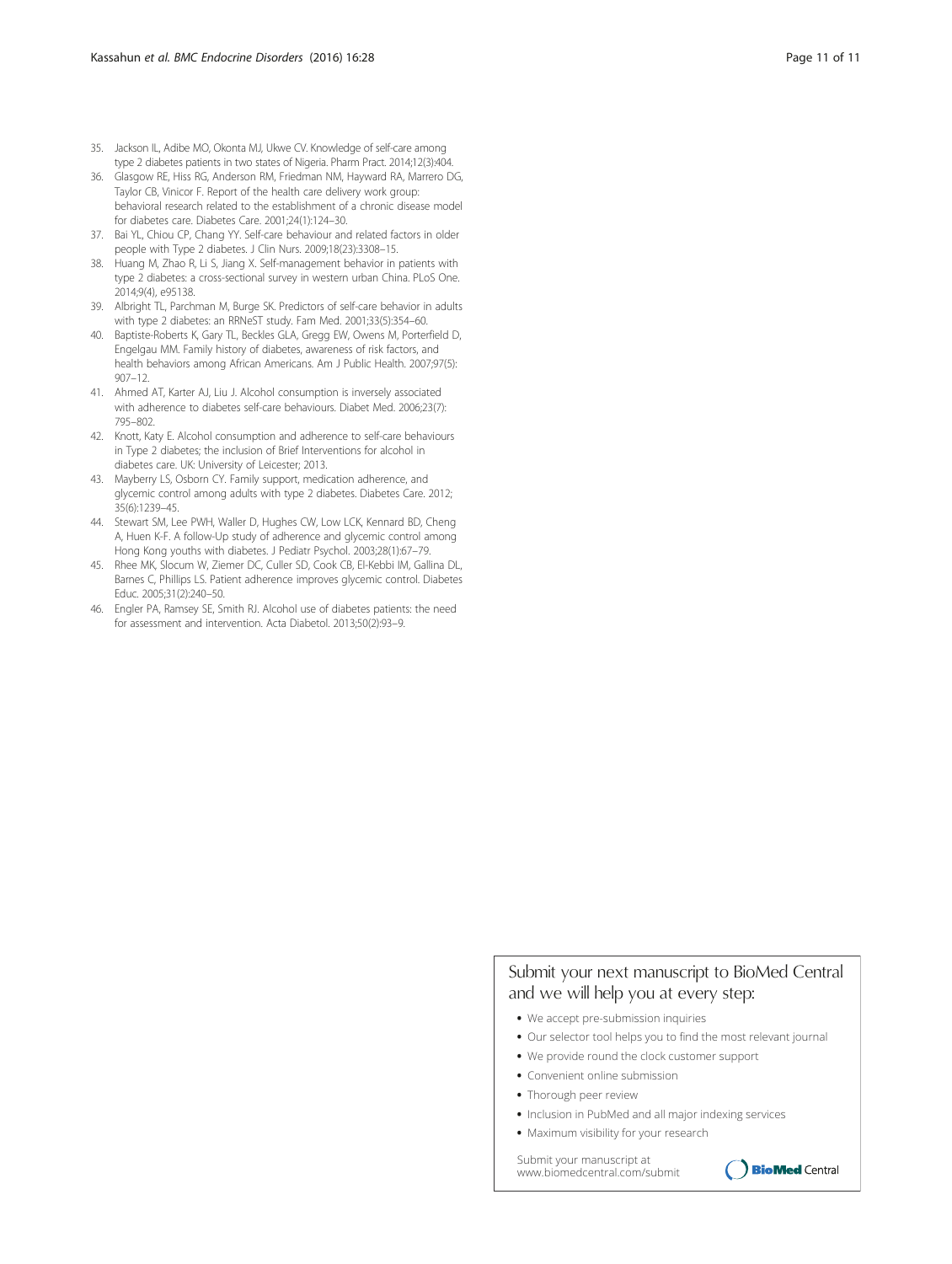35. Jackson IL, Adibe MO, Okonta MJ, Ukwe CV. Knowledge of self-care among type 2 diabetes patients in two states of Nigeria. Pharm Pract. 2014;12(3):404.
36. Glasgow RE, Hiss RG, Anderson RM, Friedman NM, Hayward RA, Marrero DG, Taylor CB, Vinicor F. Report of the health care delivery work group: behavioral research related to the establishment of a chronic disease model for diabetes care. Diabetes Care. 2001;24(1):124–30.
37. Bai YL, Chiou CP, Chang YY. Self-care behaviour and related factors in older people with Type 2 diabetes. J Clin Nurs. 2009;18(23):3308–15.
38. Huang M, Zhao R, Li S, Jiang X. Self-management behavior in patients with type 2 diabetes: a cross-sectional survey in western urban China. PLoS One. 2014;9(4), e95138.
39. Albright TL, Parchman M, Burge SK. Predictors of self-care behavior in adults with type 2 diabetes: an RRNeST study. Fam Med. 2001;33(5):354–60.
40. Baptiste-Roberts K, Gary TL, Beckles GLA, Gregg EW, Owens M, Porterfield D, Engelgau MM. Family history of diabetes, awareness of risk factors, and health behaviors among African Americans. Am J Public Health. 2007;97(5): 907–12.
41. Ahmed AT, Karter AJ, Liu J. Alcohol consumption is inversely associated with adherence to diabetes self-care behaviours. Diabet Med. 2006;23(7): 795–802.
42. Knott, Katy E. Alcohol consumption and adherence to self-care behaviours in Type 2 diabetes; the inclusion of Brief Interventions for alcohol in diabetes care. UK: University of Leicester; 2013.
43. Mayberry LS, Osborn CY. Family support, medication adherence, and glycemic control among adults with type 2 diabetes. Diabetes Care. 2012; 35(6):1239–45.
44. Stewart SM, Lee PWH, Waller D, Hughes CW, Low LCK, Kennard BD, Cheng A, Huen K-F. A follow-Up study of adherence and glycemic control among Hong Kong youths with diabetes. J Pediatr Psychol. 2003;28(1):67–79.
45. Rhee MK, Slocum W, Ziemer DC, Culler SD, Cook CB, El-Kebbi IM, Gallina DL, Barnes C, Phillips LS. Patient adherence improves glycemic control. Diabetes Educ. 2005;31(2):240–50.
46. Engler PA, Ramsey SE, Smith RJ. Alcohol use of diabetes patients: the need for assessment and intervention. Acta Diabetol. 2013;50(2):93–9.

Submit your next manuscript to BioMed Central and we will help you at every step:

- We accept pre-submission inquiries
- Our selector tool helps you to find the most relevant journal
- We provide round the clock customer support
- Convenient online submission
- Thorough peer review
- Inclusion in PubMed and all major indexing services
- Maximum visibility for your research

Submit your manuscript at www.biomedcentral.com/submit

BioMed Central